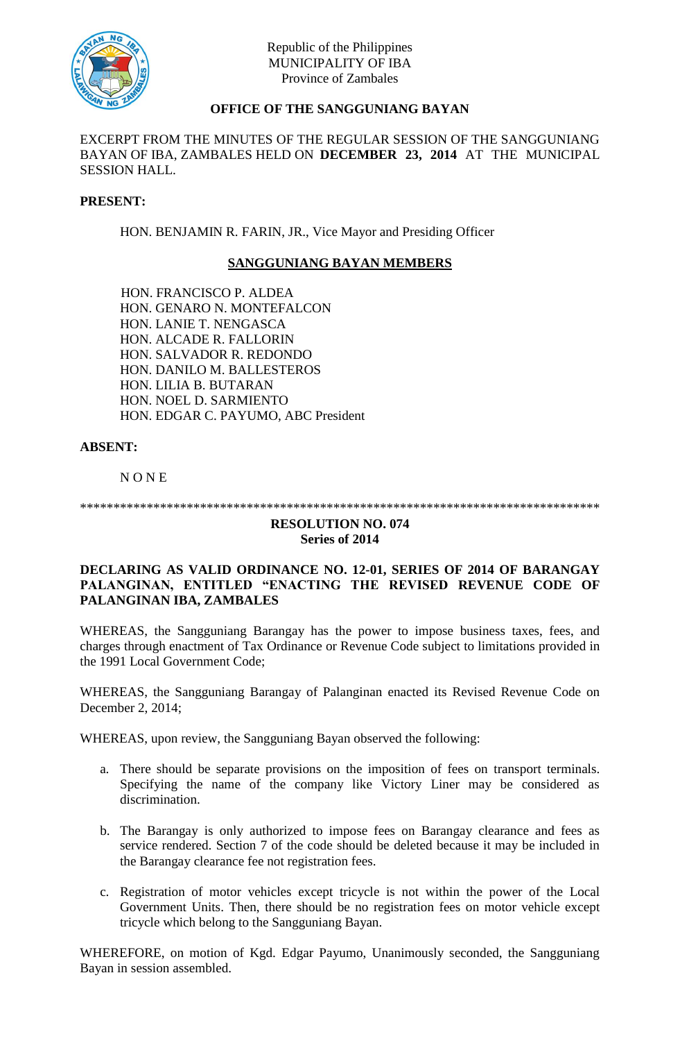Republic of the Philippines
MUNICIPALITY OF IBA
Province of Zambales

**OFFICE OF THE SANGGUNIANG BAYAN**

EXCERPT FROM THE MINUTES OF THE REGULAR SESSION OF THE SANGGUNIANG BAYAN OF IBA, ZAMBALES HELD ON **DECEMBER 23, 2014** AT THE MUNICIPAL SESSION HALL.

**PRESENT:**

HON. BENJAMIN R. FARIN, JR., Vice Mayor and Presiding Officer

**SANGGUNIANG BAYAN MEMBERS**

HON. FRANCISCO P. ALDEA
HON. GENARO N. MONTEFALCON
HON. LANIE T. NENGASCA
HON. ALCADE R. FALLORIN
HON. SALVADOR R. REDONDO
HON. DANILO M. BALLESTEROS
HON. LILIA B. BUTARAN
HON. NOEL D. SARMIENTO
HON. EDGAR C. PAYUMO, ABC President

**ABSENT:**

N O N E

*******************************************************************************

**RESOLUTION NO. 074**
**Series of 2014**

**DECLARING AS VALID ORDINANCE NO. 12-01, SERIES OF 2014 OF BARANGAY PALANGINAN, ENTITLED "ENACTING THE REVISED REVENUE CODE OF PALANGINAN IBA, ZAMBALES**

WHEREAS, the Sangguniang Barangay has the power to impose business taxes, fees, and charges through enactment of Tax Ordinance or Revenue Code subject to limitations provided in the 1991 Local Government Code;

WHEREAS, the Sangguniang Barangay of Palanginan enacted its Revised Revenue Code on December 2, 2014;

WHEREAS, upon review, the Sangguniang Bayan observed the following:

a. There should be separate provisions on the imposition of fees on transport terminals. Specifying the name of the company like Victory Liner may be considered as discrimination.

b. The Barangay is only authorized to impose fees on Barangay clearance and fees as service rendered. Section 7 of the code should be deleted because it may be included in the Barangay clearance fee not registration fees.

c. Registration of motor vehicles except tricycle is not within the power of the Local Government Units. Then, there should be no registration fees on motor vehicle except tricycle which belong to the Sangguniang Bayan.

WHEREFORE, on motion of Kgd. Edgar Payumo, Unanimously seconded, the Sangguniang Bayan in session assembled.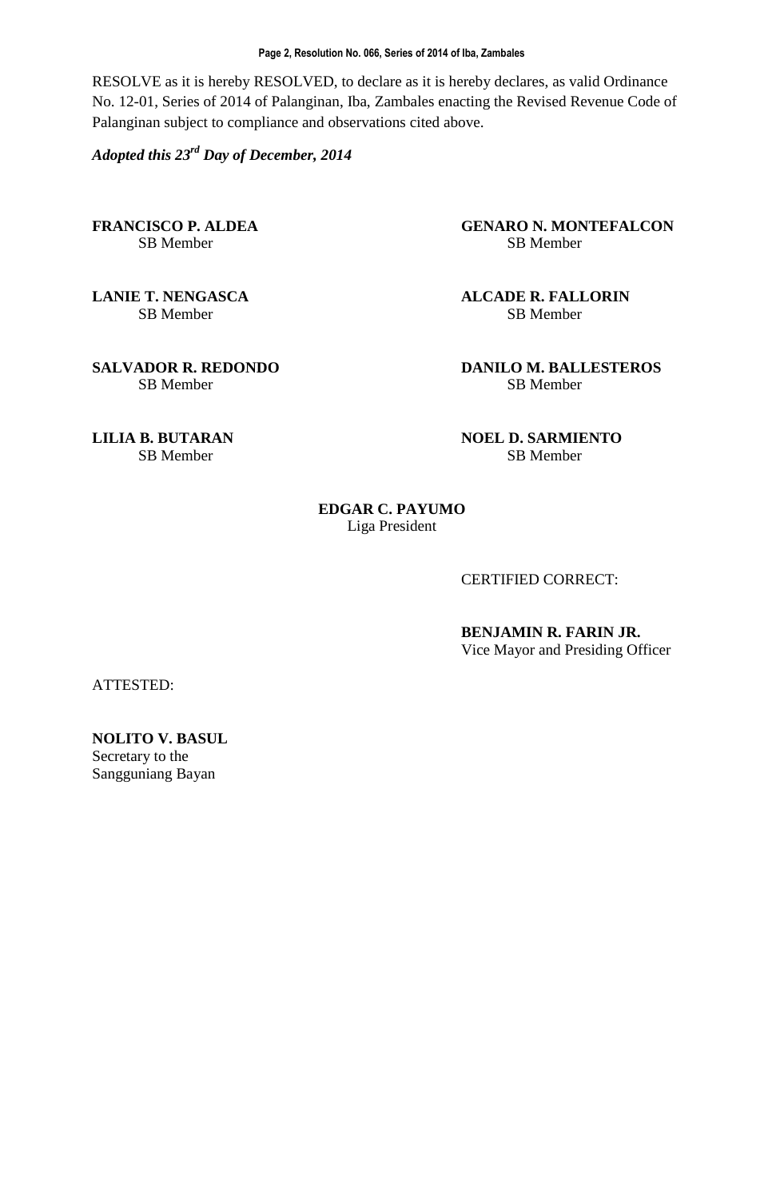RESOLVE as it is hereby RESOLVED, to declare as it is hereby declares, as valid Ordinance No. 12-01, Series of 2014 of Palanginan, Iba, Zambales enacting the Revised Revenue Code of Palanginan subject to compliance and observations cited above.

***Adopted this 23rd Day of December, 2014***

**FRANCISCO P. ALDEA**
SB Member

**GENARO N. MONTEFALCON**
SB Member

**LANIE T. NENGASCA**
SB Member

**ALCADE R. FALLORIN**
SB Member

**SALVADOR R. REDONDO**
SB Member

**DANILO M. BALLESTEROS**
SB Member

**LILIA B. BUTARAN**
SB Member

**NOEL D. SARMIENTO**
SB Member

**EDGAR C. PAYUMO**
Liga President

CERTIFIED CORRECT:

**BENJAMIN R. FARIN JR.**
Vice Mayor and Presiding Officer

ATTESTED:

**NOLITO V. BASUL**
Secretary to the
Sangguniang Bayan